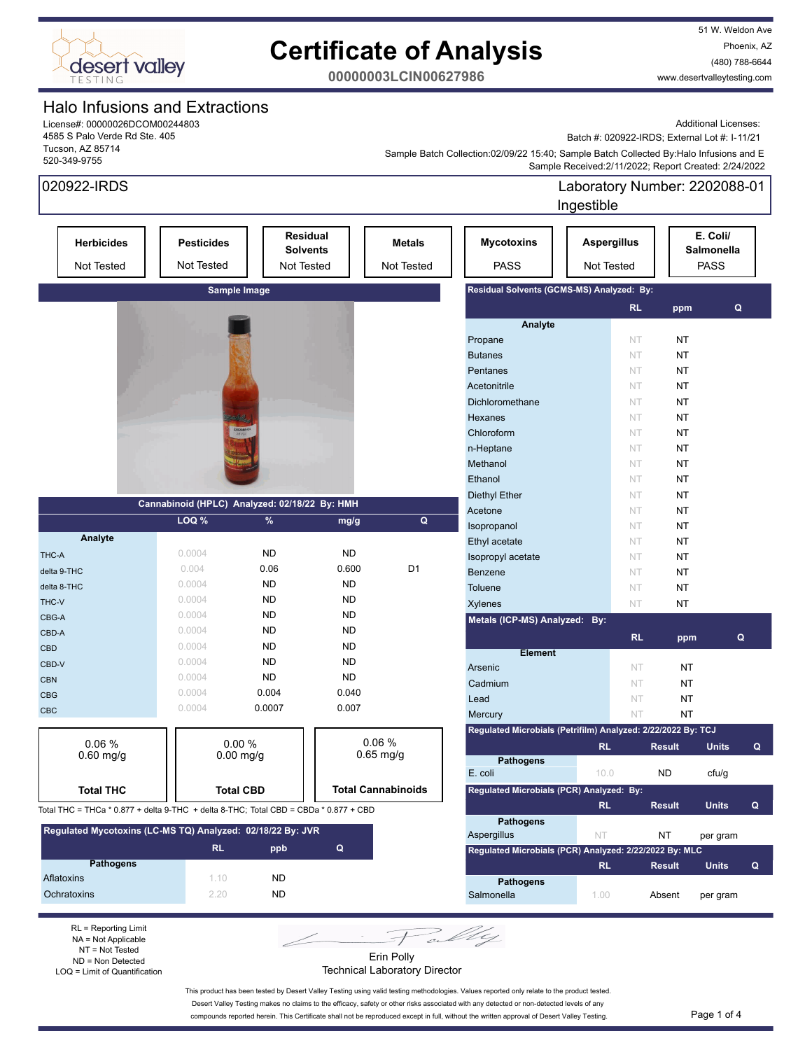# Certificate of Analysis

**00000003LCIN00627986**

51 W. Weldon Ave
Phoenix, AZ
(480) 788-6644
www.desertvalleytesting.com

## Halo Infusions and Extractions

License#: 00000026DCOM00244803
4585 S Palo Verde Rd Ste. 405
Tucson, AZ 85714
520-349-9755

Additional Licenses:
Batch #: 020922-IRDS; External Lot #: I-11/21
Sample Batch Collection:02/09/22 15:40; Sample Batch Collected By:Halo Infusions and E
Sample Received:2/11/2022; Report Created: 2/24/2022

**020922-IRDS** — Laboratory Number: 2202088-01
Ingestible

| Herbicides | Pesticides | Residual Solvents | Metals | Mycotoxins | Aspergillus | E. Coli/ Salmonella |
|---|---|---|---|---|---|---|
| Not Tested | Not Tested | Not Tested | Not Tested | PASS | Not Tested | PASS |

**Sample Image**

### Cannabinoid (HPLC) Analyzed: 02/18/22 By: HMH

| Analyte | LOQ % | % | mg/g | Q |
|---|---|---|---|---|
| THC-A | 0.0004 | ND | ND | |
| delta 9-THC | 0.004 | 0.06 | 0.600 | D1 |
| delta 8-THC | 0.0004 | ND | ND | |
| THC-V | 0.0004 | ND | ND | |
| CBG-A | 0.0004 | ND | ND | |
| CBD-A | 0.0004 | ND | ND | |
| CBD | 0.0004 | ND | ND | |
| CBD-V | 0.0004 | ND | ND | |
| CBN | 0.0004 | ND | ND | |
| CBG | 0.0004 | 0.004 | 0.040 | |
| CBC | 0.0004 | 0.0007 | 0.007 | |

| Total THC | Total CBD | Total Cannabinoids |
|---|---|---|
| 0.06 % 0.60 mg/g | 0.00 % 0.00 mg/g | 0.06 % 0.65 mg/g |

Total THC = THCa * 0.877 + delta 9-THC + delta 8-THC; Total CBD = CBDa * 0.877 + CBD

### Regulated Mycotoxins (LC-MS TQ) Analyzed: 02/18/22 By: JVR

| Pathogens | RL | ppb | Q |
|---|---|---|---|
| Aflatoxins | 1.10 | ND | |
| Ochratoxins | 2.20 | ND | |

### Residual Solvents (GCMS-MS) Analyzed: By:

| Analyte | RL | ppm | Q |
|---|---|---|---|
| Propane | NT | NT | |
| Butanes | NT | NT | |
| Pentanes | NT | NT | |
| Acetonitrile | NT | NT | |
| Dichloromethane | NT | NT | |
| Hexanes | NT | NT | |
| Chloroform | NT | NT | |
| n-Heptane | NT | NT | |
| Methanol | NT | NT | |
| Ethanol | NT | NT | |
| Diethyl Ether | NT | NT | |
| Acetone | NT | NT | |
| Isopropanol | NT | NT | |
| Ethyl acetate | NT | NT | |
| Isopropyl acetate | NT | NT | |
| Benzene | NT | NT | |
| Toluene | NT | NT | |
| Xylenes | NT | NT | |

### Metals (ICP-MS) Analyzed: By:

| Element | RL | ppm | Q |
|---|---|---|---|
| Arsenic | NT | NT | |
| Cadmium | NT | NT | |
| Lead | NT | NT | |
| Mercury | NT | NT | |

### Regulated Microbials (Petrifilm) Analyzed: 2/22/2022 By: TCJ

| Pathogens | RL | Result | Units | Q |
|---|---|---|---|---|
| E. coli | 10.0 | ND | cfu/g | |

### Regulated Microbials (PCR) Analyzed: By:

| Pathogens | RL | Result | Units | Q |
|---|---|---|---|---|
| Aspergillus | NT | NT | per gram | |

### Regulated Microbials (PCR) Analyzed: 2/22/2022 By: MLC

| Pathogens | RL | Result | Units | Q |
|---|---|---|---|---|
| Salmonella | 1.00 | Absent | per gram | |

RL = Reporting Limit
NA = Not Applicable
NT = Not Tested
ND = Non Detected
LOQ = Limit of Quantification

Erin Polly
Technical Laboratory Director

This product has been tested by Desert Valley Testing using valid testing methodologies. Values reported only relate to the product tested. Desert Valley Testing makes no claims to the efficacy, safety or other risks associated with any detected or non-detected levels of any compounds reported herein. This Certificate shall not be reproduced except in full, without the written approval of Desert Valley Testing.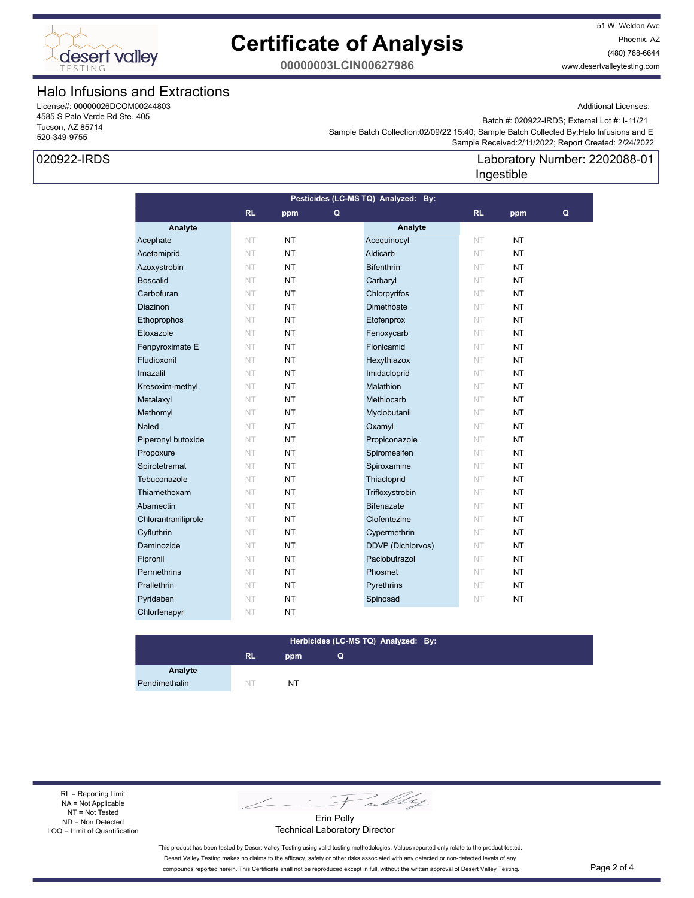# Certificate of Analysis

**00000003LCIN00627986**

51 W. Weldon Ave
Phoenix, AZ
(480) 788-6644
www.desertvalleytesting.com

## Halo Infusions and Extractions

License#: 00000026DCOM00244803
4585 S Palo Verde Rd Ste. 405
Tucson, AZ 85714
520-349-9755

Additional Licenses:

Batch #: 020922-IRDS; External Lot #: I-11/21
Sample Batch Collection:02/09/22 15:40; Sample Batch Collected By:Halo Infusions and E
Sample Received:2/11/2022; Report Created: 2/24/2022

**020922-IRDS**

Laboratory Number: 2202088-01
Ingestible

**Pesticides (LC-MS TQ) Analyzed: By:**

| Analyte | RL | ppm | Q | Analyte | RL | ppm | Q |
|---|---|---|---|---|---|---|---|
| Acephate | NT | NT | | Acequinocyl | NT | NT | |
| Acetamiprid | NT | NT | | Aldicarb | NT | NT | |
| Azoxystrobin | NT | NT | | Bifenthrin | NT | NT | |
| Boscalid | NT | NT | | Carbaryl | NT | NT | |
| Carbofuran | NT | NT | | Chlorpyrifos | NT | NT | |
| Diazinon | NT | NT | | Dimethoate | NT | NT | |
| Ethoprophos | NT | NT | | Etofenprox | NT | NT | |
| Etoxazole | NT | NT | | Fenoxycarb | NT | NT | |
| Fenpyroximate E | NT | NT | | Flonicamid | NT | NT | |
| Fludioxonil | NT | NT | | Hexythiazox | NT | NT | |
| Imazalil | NT | NT | | Imidacloprid | NT | NT | |
| Kresoxim-methyl | NT | NT | | Malathion | NT | NT | |
| Metalaxyl | NT | NT | | Methiocarb | NT | NT | |
| Methomyl | NT | NT | | Myclobutanil | NT | NT | |
| Naled | NT | NT | | Oxamyl | NT | NT | |
| Piperonyl butoxide | NT | NT | | Propiconazole | NT | NT | |
| Propoxure | NT | NT | | Spiromesifen | NT | NT | |
| Spirotetramat | NT | NT | | Spiroxamine | NT | NT | |
| Tebuconazole | NT | NT | | Thiacloprid | NT | NT | |
| Thiamethoxam | NT | NT | | Trifloxystrobin | NT | NT | |
| Abamectin | NT | NT | | Bifenazate | NT | NT | |
| Chlorantraniliprole | NT | NT | | Clofentezine | NT | NT | |
| Cyfluthrin | NT | NT | | Cypermethrin | NT | NT | |
| Daminozide | NT | NT | | DDVP (Dichlorvos) | NT | NT | |
| Fipronil | NT | NT | | Paclobutrazol | NT | NT | |
| Permethrins | NT | NT | | Phosmet | NT | NT | |
| Prallethrin | NT | NT | | Pyrethrins | NT | NT | |
| Pyridaben | NT | NT | | Spinosad | NT | NT | |
| Chlorfenapyr | NT | NT | | | | | |

**Herbicides (LC-MS TQ) Analyzed: By:**

| Analyte | RL | ppm | Q |
|---|---|---|---|
| Pendimethalin | NT | NT | |

RL = Reporting Limit
NA = Not Applicable
NT = Not Tested
ND = Non Detected
LOQ = Limit of Quantification

Erin Polly
Technical Laboratory Director

This product has been tested by Desert Valley Testing using valid testing methodologies. Values reported only relate to the product tested. Desert Valley Testing makes no claims to the efficacy, safety or other risks associated with any detected or non-detected levels of any compounds reported herein. This Certificate shall not be reproduced except in full, without the written approval of Desert Valley Testing.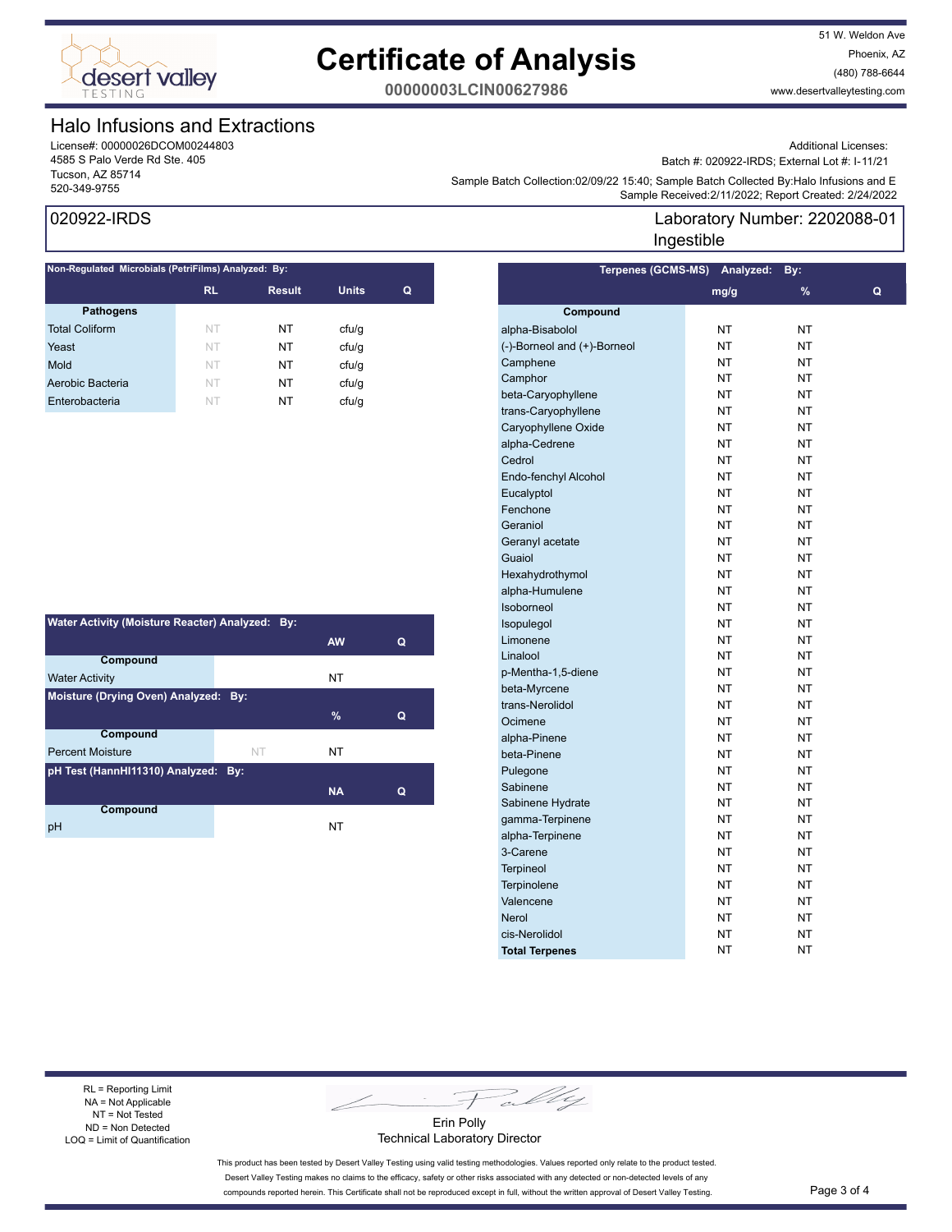# Certificate of Analysis

**00000003LCIN00627986**

51 W. Weldon Ave
Phoenix, AZ
(480) 788-6644
www.desertvalleytesting.com

## Halo Infusions and Extractions

License#: 00000026DCOM00244803
4585 S Palo Verde Rd Ste. 405
Tucson, AZ 85714
520-349-9755

Additional Licenses:
Batch #: 020922-IRDS; External Lot #: I-11/21
Sample Batch Collection:02/09/22 15:40; Sample Batch Collected By:Halo Infusions and E
Sample Received:2/11/2022; Report Created: 2/24/2022

### 020922-IRDS

Laboratory Number: 2202088-01
Ingestible

**Non-Regulated Microbials (PetriFilms) Analyzed: By:**

| Pathogens | RL | Result | Units | Q |
|---|---|---|---|---|
| Total Coliform | NT | NT | cfu/g | |
| Yeast | NT | NT | cfu/g | |
| Mold | NT | NT | cfu/g | |
| Aerobic Bacteria | NT | NT | cfu/g | |
| Enterobacteria | NT | NT | cfu/g | |

**Water Activity (Moisture Reacter) Analyzed: By:**

| Compound | | AW | Q |
|---|---|---|---|
| Water Activity | | NT | |

**Moisture (Drying Oven) Analyzed: By:**

| Compound | | % | Q |
|---|---|---|---|
| Percent Moisture | NT | NT | |

**pH Test (HannHI11310) Analyzed: By:**

| Compound | | NA | Q |
|---|---|---|---|
| pH | | NT | |

**Terpenes (GCMS-MS) Analyzed: By:**

| Compound | mg/g | % | Q |
|---|---|---|---|
| alpha-Bisabolol | NT | NT | |
| (-)-Borneol and (+)-Borneol | NT | NT | |
| Camphene | NT | NT | |
| Camphor | NT | NT | |
| beta-Caryophyllene | NT | NT | |
| trans-Caryophyllene | NT | NT | |
| Caryophyllene Oxide | NT | NT | |
| alpha-Cedrene | NT | NT | |
| Cedrol | NT | NT | |
| Endo-fenchyl Alcohol | NT | NT | |
| Eucalyptol | NT | NT | |
| Fenchone | NT | NT | |
| Geraniol | NT | NT | |
| Geranyl acetate | NT | NT | |
| Guaiol | NT | NT | |
| Hexahydrothymol | NT | NT | |
| alpha-Humulene | NT | NT | |
| Isoborneol | NT | NT | |
| Isopulegol | NT | NT | |
| Limonene | NT | NT | |
| Linalool | NT | NT | |
| p-Mentha-1,5-diene | NT | NT | |
| beta-Myrcene | NT | NT | |
| trans-Nerolidol | NT | NT | |
| Ocimene | NT | NT | |
| alpha-Pinene | NT | NT | |
| beta-Pinene | NT | NT | |
| Pulegone | NT | NT | |
| Sabinene | NT | NT | |
| Sabinene Hydrate | NT | NT | |
| gamma-Terpinene | NT | NT | |
| alpha-Terpinene | NT | NT | |
| 3-Carene | NT | NT | |
| Terpineol | NT | NT | |
| Terpinolene | NT | NT | |
| Valencene | NT | NT | |
| Nerol | NT | NT | |
| cis-Nerolidol | NT | NT | |
| **Total Terpenes** | NT | NT | |

RL = Reporting Limit
NA = Not Applicable
NT = Not Tested
ND = Non Detected
LOQ = Limit of Quantification

Erin Polly
Technical Laboratory Director

This product has been tested by Desert Valley Testing using valid testing methodologies. Values reported only relate to the product tested. Desert Valley Testing makes no claims to the efficacy, safety or other risks associated with any detected or non-detected levels of any compounds reported herein. This Certificate shall not be reproduced except in full, without the written approval of Desert Valley Testing.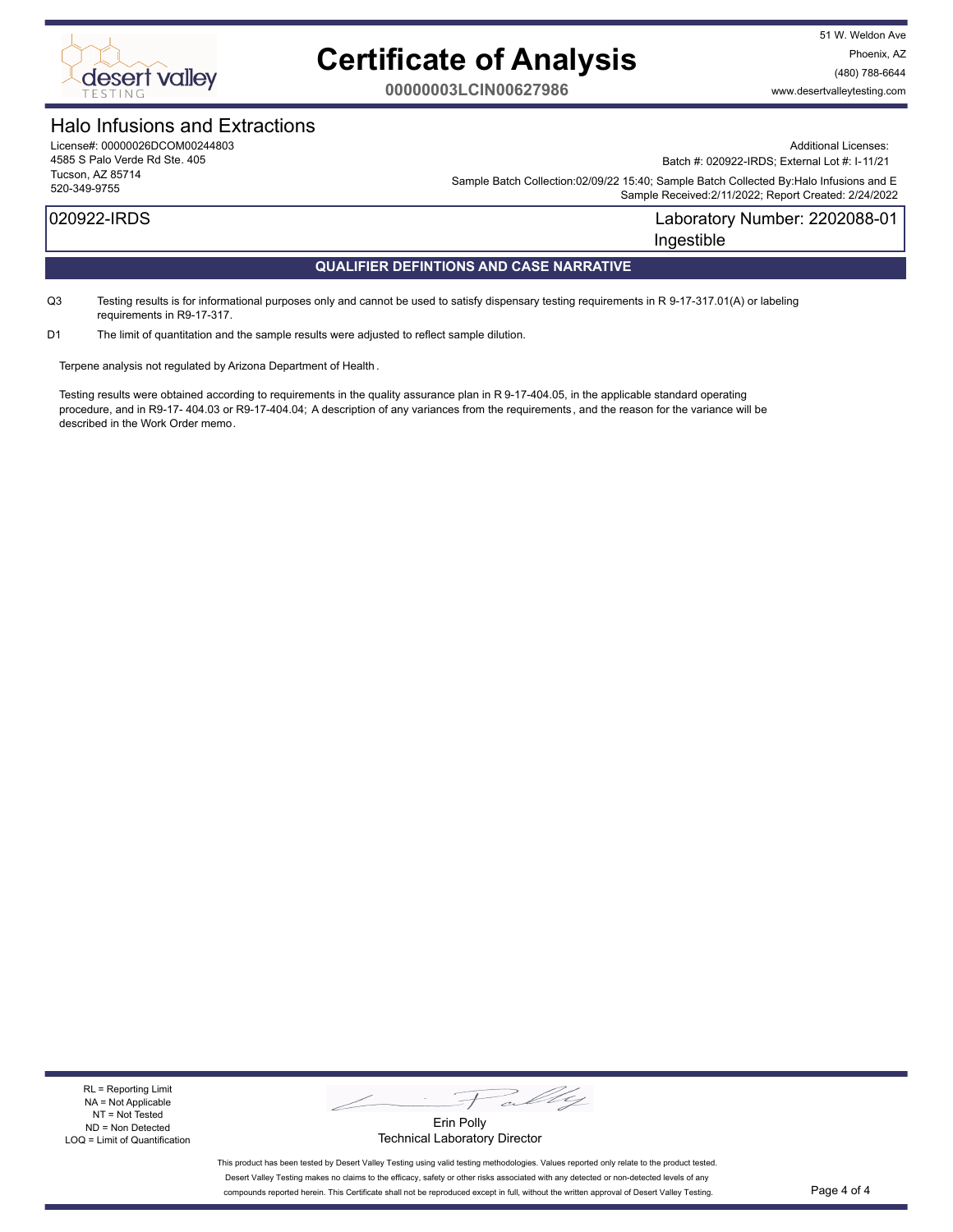# Certificate of Analysis

**00000003LCIN00627986**

51 W. Weldon Ave
Phoenix, AZ
(480) 788-6644
www.desertvalleytesting.com

## Halo Infusions and Extractions

License#: 00000026DCOM00244803
4585 S Palo Verde Rd Ste. 405
Tucson, AZ 85714
520-349-9755

Additional Licenses:
Batch #: 020922-IRDS; External Lot #: I-11/21
Sample Batch Collection:02/09/22 15:40; Sample Batch Collected By:Halo Infusions and E
Sample Received:2/11/2022; Report Created: 2/24/2022

020922-IRDS

Laboratory Number: 2202088-01
Ingestible

### QUALIFIER DEFINTIONS AND CASE NARRATIVE

Q3 Testing results is for informational purposes only and cannot be used to satisfy dispensary testing requirements in R 9-17-317.01(A) or labeling requirements in R9-17-317.

D1 The limit of quantitation and the sample results were adjusted to reflect sample dilution.

Terpene analysis not regulated by Arizona Department of Health.

Testing results were obtained according to requirements in the quality assurance plan in R 9-17-404.05, in the applicable standard operating procedure, and in R9-17- 404.03 or R9-17-404.04; A description of any variances from the requirements, and the reason for the variance will be described in the Work Order memo.

RL = Reporting Limit
NA = Not Applicable
NT = Not Tested
ND = Non Detected
LOQ = Limit of Quantification

Erin Polly
Technical Laboratory Director

This product has been tested by Desert Valley Testing using valid testing methodologies. Values reported only relate to the product tested. Desert Valley Testing makes no claims to the efficacy, safety or other risks associated with any detected or non-detected levels of any compounds reported herein. This Certificate shall not be reproduced except in full, without the written approval of Desert Valley Testing.